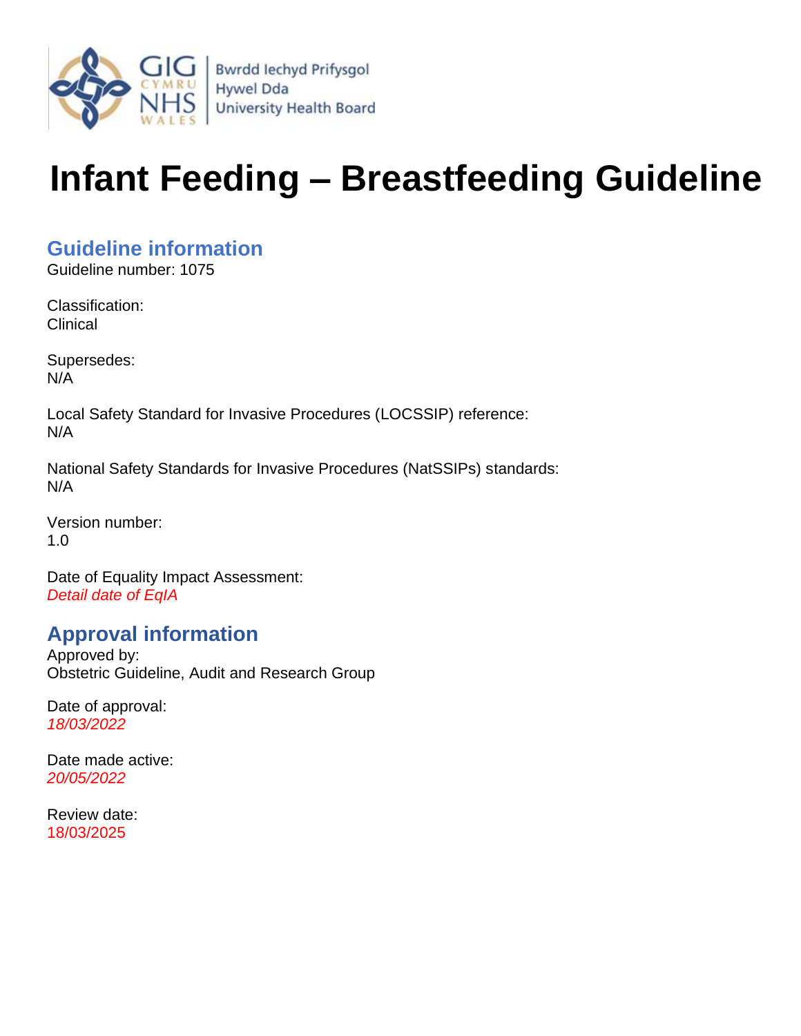Bwrdd Iechyd Prifysgol Hywel Dda University Health Board

# Infant Feeding – Breastfeeding Guideline

## Guideline information

Guideline number: 1075

Classification:
Clinical

Supersedes:
N/A

Local Safety Standard for Invasive Procedures (LOCSSIP) reference:
N/A

National Safety Standards for Invasive Procedures (NatSSIPs) standards:
N/A

Version number:
1.0

Date of Equality Impact Assessment:
*Detail date of EqIA*

## Approval information

Approved by:
Obstetric Guideline, Audit and Research Group

Date of approval:
*18/03/2022*

Date made active:
*20/05/2022*

Review date:
18/03/2025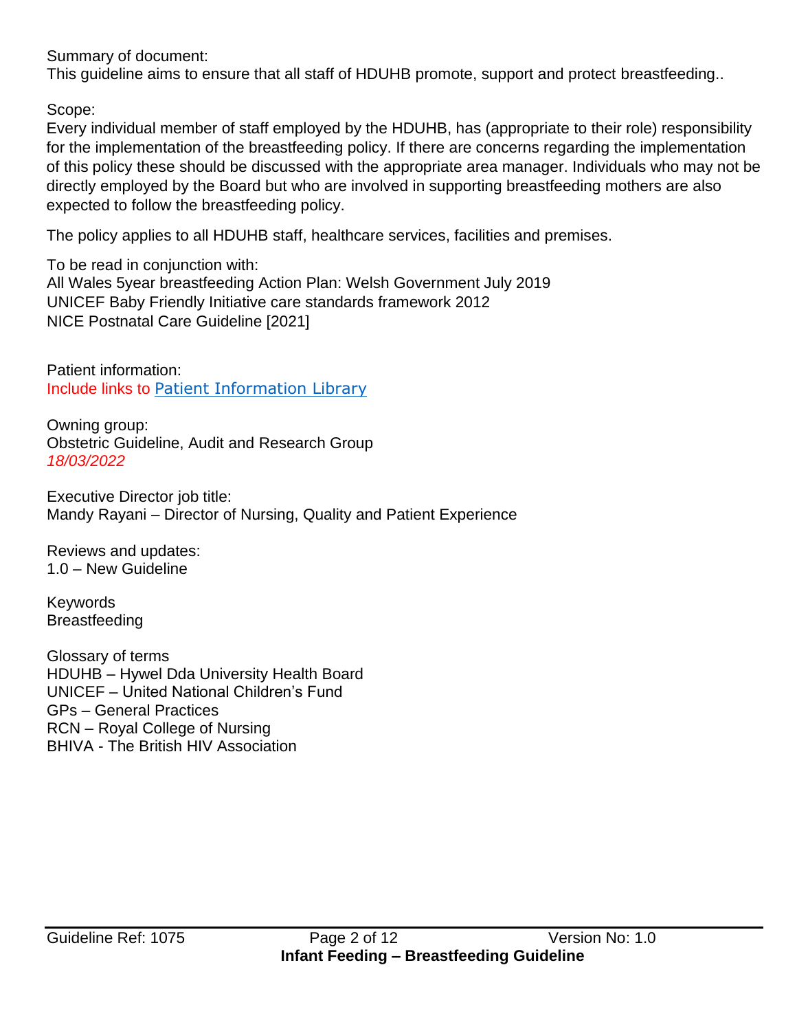Summary of document:
This guideline aims to ensure that all staff of HDUHB promote, support and protect breastfeeding..

Scope:
Every individual member of staff employed by the HDUHB, has (appropriate to their role) responsibility for the implementation of the breastfeeding policy. If there are concerns regarding the implementation of this policy these should be discussed with the appropriate area manager. Individuals who may not be directly employed by the Board but who are involved in supporting breastfeeding mothers are also expected to follow the breastfeeding policy.

The policy applies to all HDUHB staff, healthcare services, facilities and premises.

To be read in conjunction with:
All Wales 5year breastfeeding Action Plan: Welsh Government July 2019
UNICEF Baby Friendly Initiative care standards framework 2012
NICE Postnatal Care Guideline [2021]

Patient information:
Include links to Patient Information Library

Owning group:
Obstetric Guideline, Audit and Research Group
*18/03/2022*

Executive Director job title:
Mandy Rayani – Director of Nursing, Quality and Patient Experience

Reviews and updates:
1.0 – New Guideline

Keywords
Breastfeeding

Glossary of terms
HDUHB – Hywel Dda University Health Board
UNICEF – United National Children's Fund
GPs – General Practices
RCN – Royal College of Nursing
BHIVA - The British HIV Association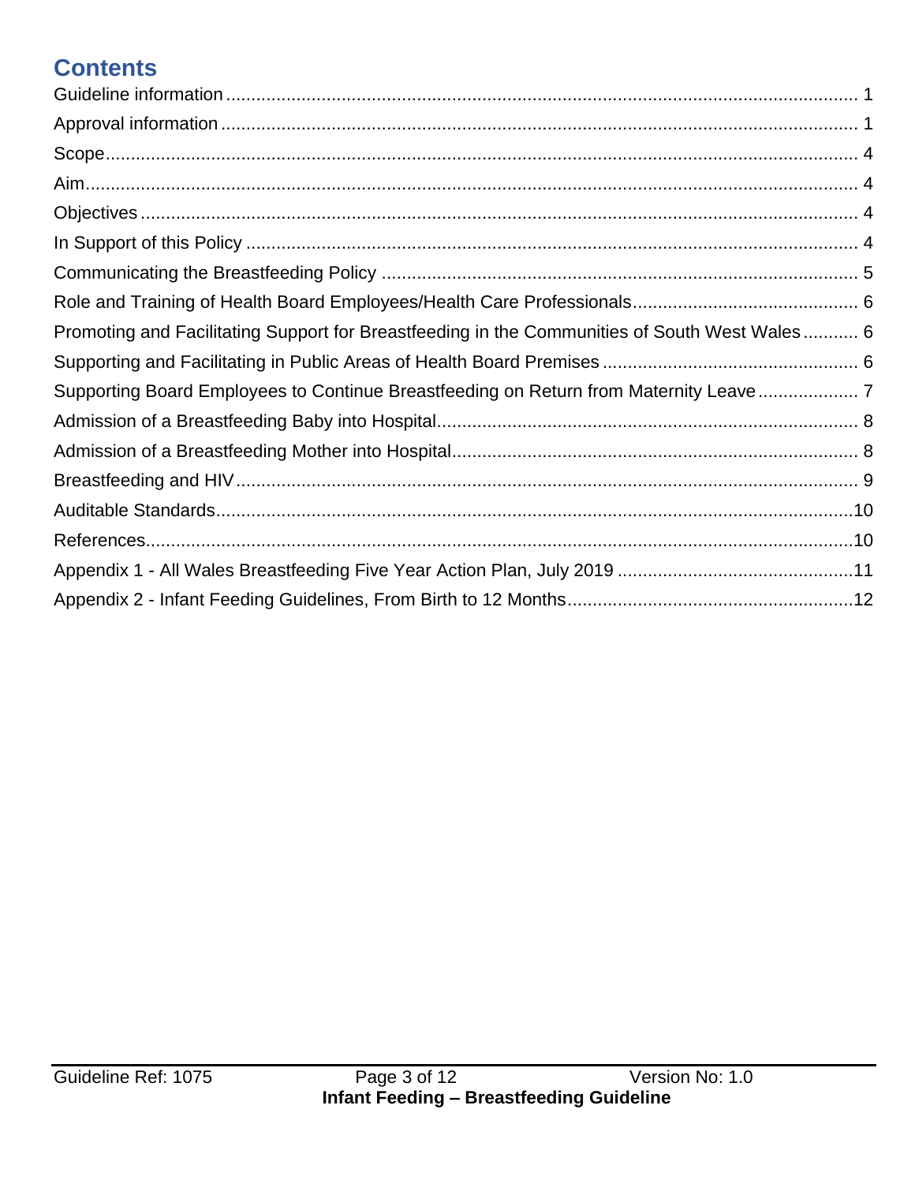# Contents

| | |
|---|---|
| Guideline information | 1 |
| Approval information | 1 |
| Scope | 4 |
| Aim | 4 |
| Objectives | 4 |
| In Support of this Policy | 4 |
| Communicating the Breastfeeding Policy | 5 |
| Role and Training of Health Board Employees/Health Care Professionals | 6 |
| Promoting and Facilitating Support for Breastfeeding in the Communities of South West Wales | 6 |
| Supporting and Facilitating in Public Areas of Health Board Premises | 6 |
| Supporting Board Employees to Continue Breastfeeding on Return from Maternity Leave | 7 |
| Admission of a Breastfeeding Baby into Hospital | 8 |
| Admission of a Breastfeeding Mother into Hospital | 8 |
| Breastfeeding and HIV | 9 |
| Auditable Standards | 10 |
| References | 10 |
| Appendix 1 - All Wales Breastfeeding Five Year Action Plan, July 2019 | 11 |
| Appendix 2 - Infant Feeding Guidelines, From Birth to 12 Months | 12 |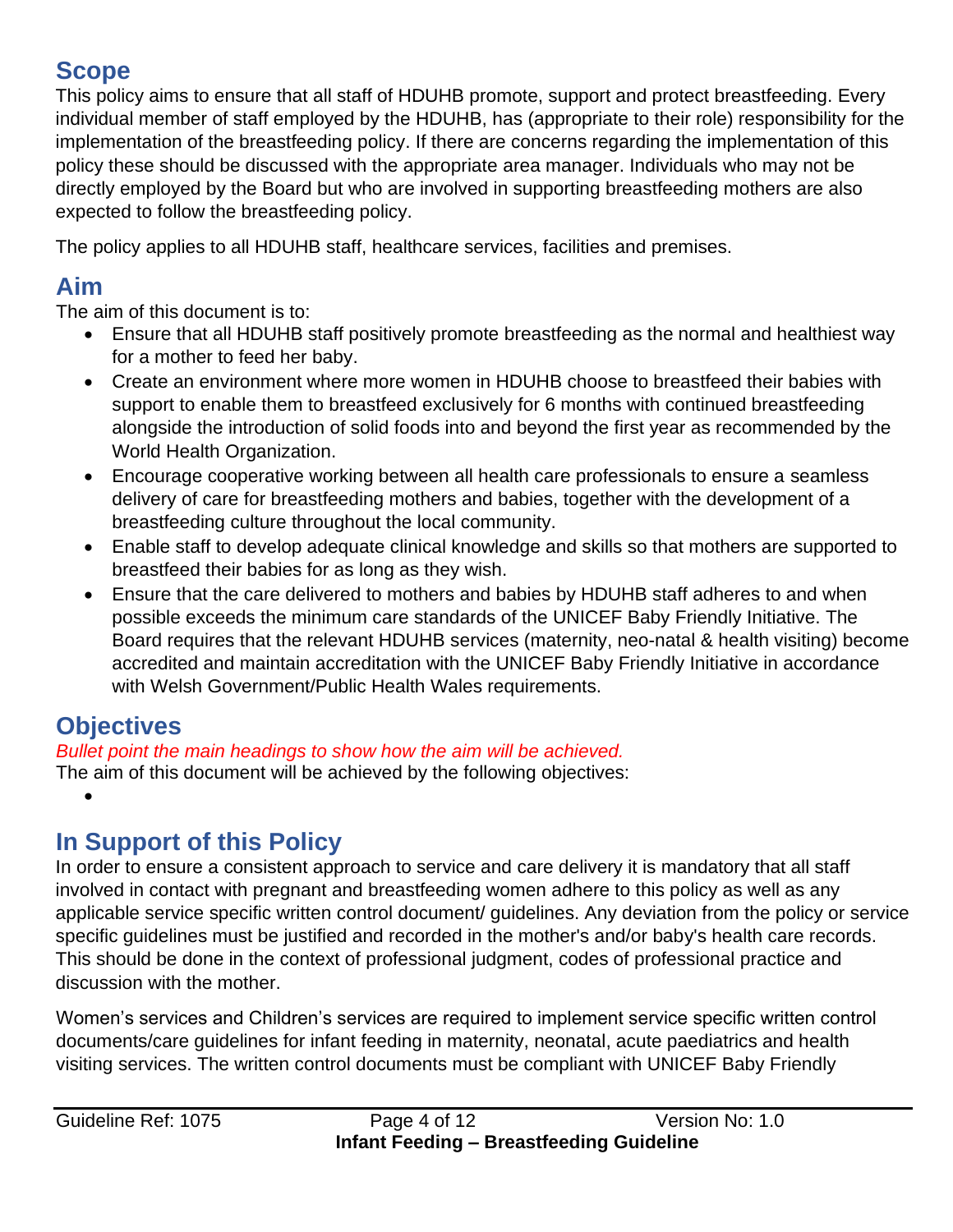## Scope

This policy aims to ensure that all staff of HDUHB promote, support and protect breastfeeding. Every individual member of staff employed by the HDUHB, has (appropriate to their role) responsibility for the implementation of the breastfeeding policy. If there are concerns regarding the implementation of this policy these should be discussed with the appropriate area manager. Individuals who may not be directly employed by the Board but who are involved in supporting breastfeeding mothers are also expected to follow the breastfeeding policy.

The policy applies to all HDUHB staff, healthcare services, facilities and premises.

## Aim

The aim of this document is to:

- Ensure that all HDUHB staff positively promote breastfeeding as the normal and healthiest way for a mother to feed her baby.
- Create an environment where more women in HDUHB choose to breastfeed their babies with support to enable them to breastfeed exclusively for 6 months with continued breastfeeding alongside the introduction of solid foods into and beyond the first year as recommended by the World Health Organization.
- Encourage cooperative working between all health care professionals to ensure a seamless delivery of care for breastfeeding mothers and babies, together with the development of a breastfeeding culture throughout the local community.
- Enable staff to develop adequate clinical knowledge and skills so that mothers are supported to breastfeed their babies for as long as they wish.
- Ensure that the care delivered to mothers and babies by HDUHB staff adheres to and when possible exceeds the minimum care standards of the UNICEF Baby Friendly Initiative. The Board requires that the relevant HDUHB services (maternity, neo-natal & health visiting) become accredited and maintain accreditation with the UNICEF Baby Friendly Initiative in accordance with Welsh Government/Public Health Wales requirements.

## Objectives

*Bullet point the main headings to show how the aim will be achieved.*

The aim of this document will be achieved by the following objectives:

- 

## In Support of this Policy

In order to ensure a consistent approach to service and care delivery it is mandatory that all staff involved in contact with pregnant and breastfeeding women adhere to this policy as well as any applicable service specific written control document/ guidelines. Any deviation from the policy or service specific guidelines must be justified and recorded in the mother's and/or baby's health care records. This should be done in the context of professional judgment, codes of professional practice and discussion with the mother.

Women's services and Children's services are required to implement service specific written control documents/care guidelines for infant feeding in maternity, neonatal, acute paediatrics and health visiting services. The written control documents must be compliant with UNICEF Baby Friendly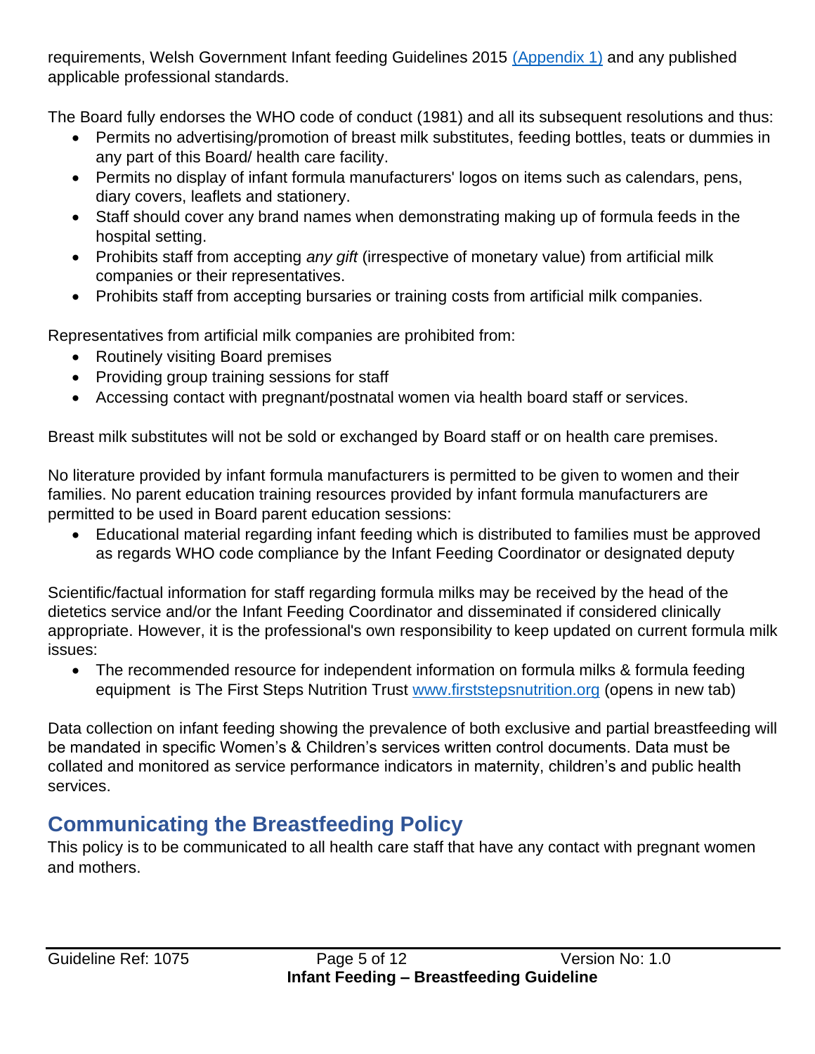requirements, Welsh Government Infant feeding Guidelines 2015 (Appendix 1) and any published applicable professional standards.

The Board fully endorses the WHO code of conduct (1981) and all its subsequent resolutions and thus:

- Permits no advertising/promotion of breast milk substitutes, feeding bottles, teats or dummies in any part of this Board/ health care facility.
- Permits no display of infant formula manufacturers' logos on items such as calendars, pens, diary covers, leaflets and stationery.
- Staff should cover any brand names when demonstrating making up of formula feeds in the hospital setting.
- Prohibits staff from accepting *any gift* (irrespective of monetary value) from artificial milk companies or their representatives.
- Prohibits staff from accepting bursaries or training costs from artificial milk companies.

Representatives from artificial milk companies are prohibited from:

- Routinely visiting Board premises
- Providing group training sessions for staff
- Accessing contact with pregnant/postnatal women via health board staff or services.

Breast milk substitutes will not be sold or exchanged by Board staff or on health care premises.

No literature provided by infant formula manufacturers is permitted to be given to women and their families. No parent education training resources provided by infant formula manufacturers are permitted to be used in Board parent education sessions:

- Educational material regarding infant feeding which is distributed to families must be approved as regards WHO code compliance by the Infant Feeding Coordinator or designated deputy

Scientific/factual information for staff regarding formula milks may be received by the head of the dietetics service and/or the Infant Feeding Coordinator and disseminated if considered clinically appropriate. However, it is the professional's own responsibility to keep updated on current formula milk issues:

- The recommended resource for independent information on formula milks & formula feeding equipment is The First Steps Nutrition Trust www.firststepsnutrition.org (opens in new tab)

Data collection on infant feeding showing the prevalence of both exclusive and partial breastfeeding will be mandated in specific Women's & Children's services written control documents. Data must be collated and monitored as service performance indicators in maternity, children's and public health services.

## Communicating the Breastfeeding Policy

This policy is to be communicated to all health care staff that have any contact with pregnant women and mothers.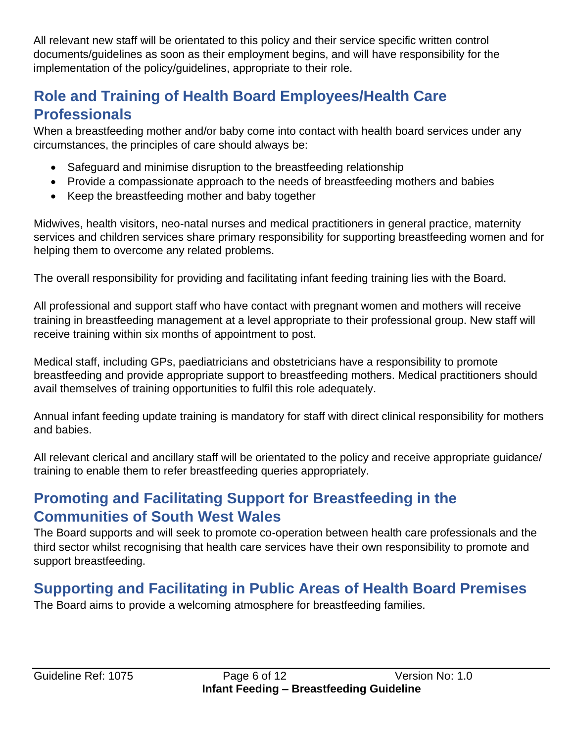All relevant new staff will be orientated to this policy and their service specific written control documents/guidelines as soon as their employment begins, and will have responsibility for the implementation of the policy/guidelines, appropriate to their role.

## Role and Training of Health Board Employees/Health Care Professionals

When a breastfeeding mother and/or baby come into contact with health board services under any circumstances, the principles of care should always be:

- Safeguard and minimise disruption to the breastfeeding relationship
- Provide a compassionate approach to the needs of breastfeeding mothers and babies
- Keep the breastfeeding mother and baby together

Midwives, health visitors, neo-natal nurses and medical practitioners in general practice, maternity services and children services share primary responsibility for supporting breastfeeding women and for helping them to overcome any related problems.

The overall responsibility for providing and facilitating infant feeding training lies with the Board.

All professional and support staff who have contact with pregnant women and mothers will receive training in breastfeeding management at a level appropriate to their professional group. New staff will receive training within six months of appointment to post.

Medical staff, including GPs, paediatricians and obstetricians have a responsibility to promote breastfeeding and provide appropriate support to breastfeeding mothers. Medical practitioners should avail themselves of training opportunities to fulfil this role adequately.

Annual infant feeding update training is mandatory for staff with direct clinical responsibility for mothers and babies.

All relevant clerical and ancillary staff will be orientated to the policy and receive appropriate guidance/ training to enable them to refer breastfeeding queries appropriately.

## Promoting and Facilitating Support for Breastfeeding in the Communities of South West Wales

The Board supports and will seek to promote co-operation between health care professionals and the third sector whilst recognising that health care services have their own responsibility to promote and support breastfeeding.

## Supporting and Facilitating in Public Areas of Health Board Premises

The Board aims to provide a welcoming atmosphere for breastfeeding families.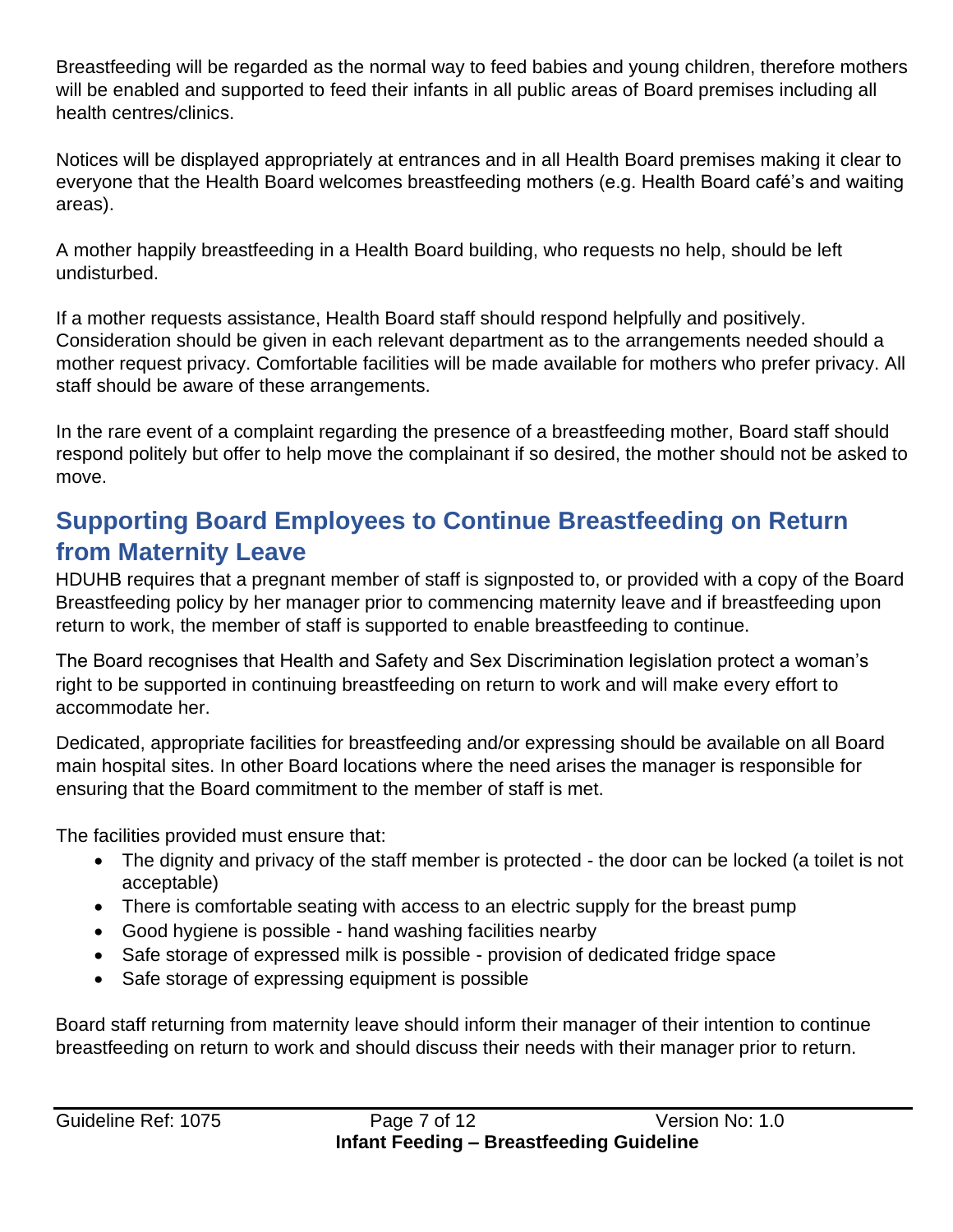Breastfeeding will be regarded as the normal way to feed babies and young children, therefore mothers will be enabled and supported to feed their infants in all public areas of Board premises including all health centres/clinics.

Notices will be displayed appropriately at entrances and in all Health Board premises making it clear to everyone that the Health Board welcomes breastfeeding mothers (e.g. Health Board café's and waiting areas).

A mother happily breastfeeding in a Health Board building, who requests no help, should be left undisturbed.

If a mother requests assistance, Health Board staff should respond helpfully and positively. Consideration should be given in each relevant department as to the arrangements needed should a mother request privacy. Comfortable facilities will be made available for mothers who prefer privacy. All staff should be aware of these arrangements.

In the rare event of a complaint regarding the presence of a breastfeeding mother, Board staff should respond politely but offer to help move the complainant if so desired, the mother should not be asked to move.

## Supporting Board Employees to Continue Breastfeeding on Return from Maternity Leave

HDUHB requires that a pregnant member of staff is signposted to, or provided with a copy of the Board Breastfeeding policy by her manager prior to commencing maternity leave and if breastfeeding upon return to work, the member of staff is supported to enable breastfeeding to continue.

The Board recognises that Health and Safety and Sex Discrimination legislation protect a woman's right to be supported in continuing breastfeeding on return to work and will make every effort to accommodate her.

Dedicated, appropriate facilities for breastfeeding and/or expressing should be available on all Board main hospital sites. In other Board locations where the need arises the manager is responsible for ensuring that the Board commitment to the member of staff is met.

The facilities provided must ensure that:

- The dignity and privacy of the staff member is protected - the door can be locked (a toilet is not acceptable)
- There is comfortable seating with access to an electric supply for the breast pump
- Good hygiene is possible - hand washing facilities nearby
- Safe storage of expressed milk is possible - provision of dedicated fridge space
- Safe storage of expressing equipment is possible

Board staff returning from maternity leave should inform their manager of their intention to continue breastfeeding on return to work and should discuss their needs with their manager prior to return.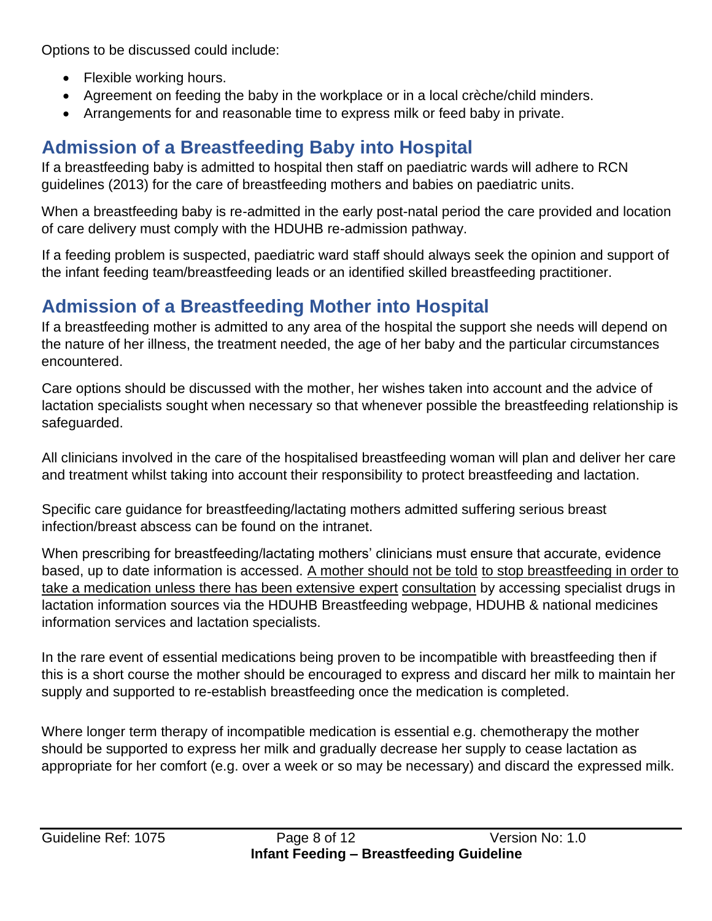Options to be discussed could include:

- Flexible working hours.
- Agreement on feeding the baby in the workplace or in a local crèche/child minders.
- Arrangements for and reasonable time to express milk or feed baby in private.

## Admission of a Breastfeeding Baby into Hospital

If a breastfeeding baby is admitted to hospital then staff on paediatric wards will adhere to RCN guidelines (2013) for the care of breastfeeding mothers and babies on paediatric units.

When a breastfeeding baby is re-admitted in the early post-natal period the care provided and location of care delivery must comply with the HDUHB re-admission pathway.

If a feeding problem is suspected, paediatric ward staff should always seek the opinion and support of the infant feeding team/breastfeeding leads or an identified skilled breastfeeding practitioner.

## Admission of a Breastfeeding Mother into Hospital

If a breastfeeding mother is admitted to any area of the hospital the support she needs will depend on the nature of her illness, the treatment needed, the age of her baby and the particular circumstances encountered.

Care options should be discussed with the mother, her wishes taken into account and the advice of lactation specialists sought when necessary so that whenever possible the breastfeeding relationship is safeguarded.

All clinicians involved in the care of the hospitalised breastfeeding woman will plan and deliver her care and treatment whilst taking into account their responsibility to protect breastfeeding and lactation.

Specific care guidance for breastfeeding/lactating mothers admitted suffering serious breast infection/breast abscess can be found on the intranet.

When prescribing for breastfeeding/lactating mothers' clinicians must ensure that accurate, evidence based, up to date information is accessed. <u>A mother should not be told to stop breastfeeding in order to take a medication unless there has been extensive expert consultation</u> by accessing specialist drugs in lactation information sources via the HDUHB Breastfeeding webpage, HDUHB & national medicines information services and lactation specialists.

In the rare event of essential medications being proven to be incompatible with breastfeeding then if this is a short course the mother should be encouraged to express and discard her milk to maintain her supply and supported to re-establish breastfeeding once the medication is completed.

Where longer term therapy of incompatible medication is essential e.g. chemotherapy the mother should be supported to express her milk and gradually decrease her supply to cease lactation as appropriate for her comfort (e.g. over a week or so may be necessary) and discard the expressed milk.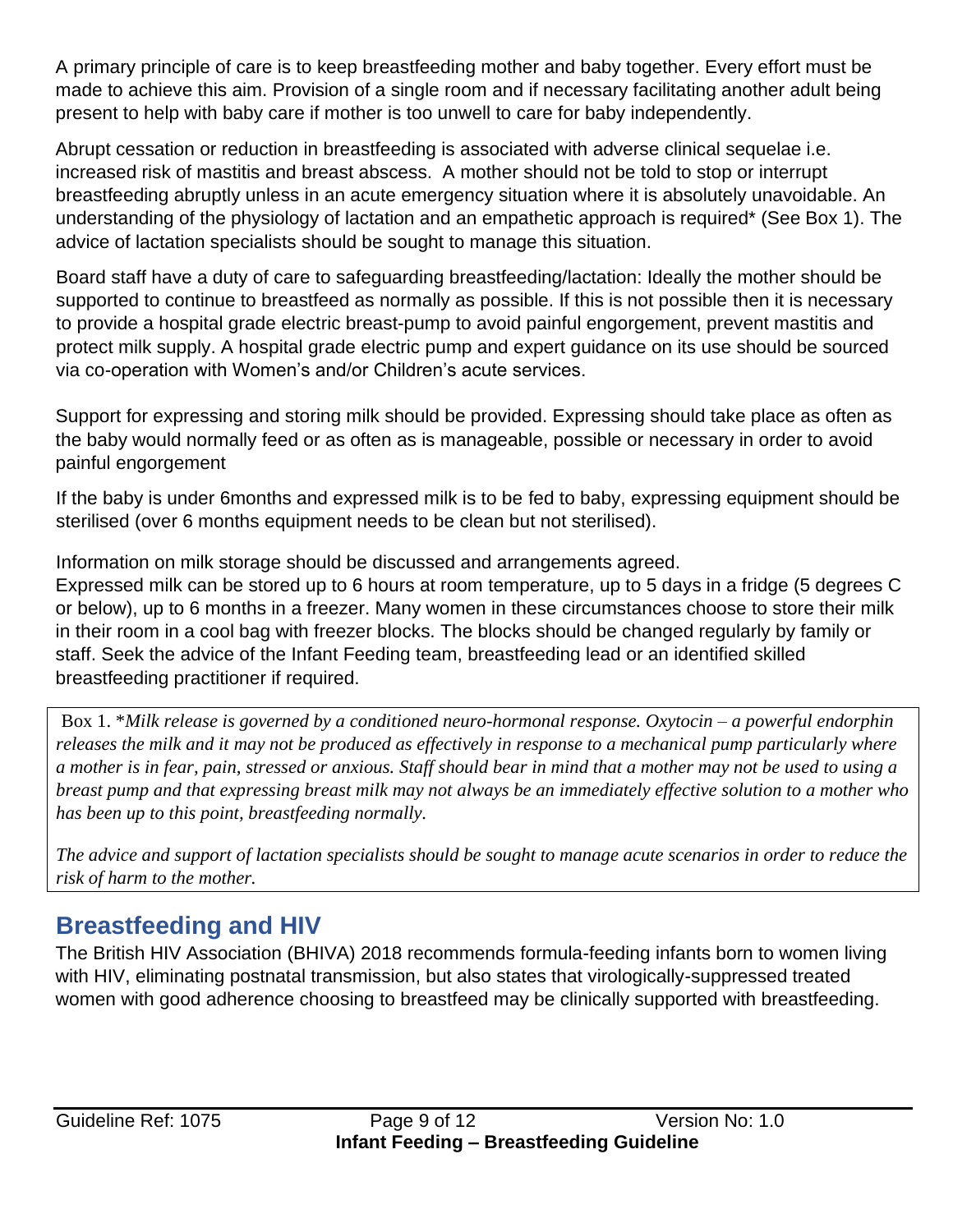A primary principle of care is to keep breastfeeding mother and baby together. Every effort must be made to achieve this aim. Provision of a single room and if necessary facilitating another adult being present to help with baby care if mother is too unwell to care for baby independently.

Abrupt cessation or reduction in breastfeeding is associated with adverse clinical sequelae i.e. increased risk of mastitis and breast abscess. A mother should not be told to stop or interrupt breastfeeding abruptly unless in an acute emergency situation where it is absolutely unavoidable. An understanding of the physiology of lactation and an empathetic approach is required* (See Box 1). The advice of lactation specialists should be sought to manage this situation.

Board staff have a duty of care to safeguarding breastfeeding/lactation: Ideally the mother should be supported to continue to breastfeed as normally as possible. If this is not possible then it is necessary to provide a hospital grade electric breast-pump to avoid painful engorgement, prevent mastitis and protect milk supply. A hospital grade electric pump and expert guidance on its use should be sourced via co-operation with Women's and/or Children's acute services.

Support for expressing and storing milk should be provided. Expressing should take place as often as the baby would normally feed or as often as is manageable, possible or necessary in order to avoid painful engorgement

If the baby is under 6months and expressed milk is to be fed to baby, expressing equipment should be sterilised (over 6 months equipment needs to be clean but not sterilised).

Information on milk storage should be discussed and arrangements agreed.
Expressed milk can be stored up to 6 hours at room temperature, up to 5 days in a fridge (5 degrees C or below), up to 6 months in a freezer. Many women in these circumstances choose to store their milk in their room in a cool bag with freezer blocks. The blocks should be changed regularly by family or staff. Seek the advice of the Infant Feeding team, breastfeeding lead or an identified skilled breastfeeding practitioner if required.

> Box 1. **Milk release is governed by a conditioned neuro-hormonal response. Oxytocin – a powerful endorphin releases the milk and it may not be produced as effectively in response to a mechanical pump particularly where a mother is in fear, pain, stressed or anxious. Staff should bear in mind that a mother may not be used to using a breast pump and that expressing breast milk may not always be an immediately effective solution to a mother who has been up to this point, breastfeeding normally.*
>
> *The advice and support of lactation specialists should be sought to manage acute scenarios in order to reduce the risk of harm to the mother.*

## Breastfeeding and HIV

The British HIV Association (BHIVA) 2018 recommends formula-feeding infants born to women living with HIV, eliminating postnatal transmission, but also states that virologically-suppressed treated women with good adherence choosing to breastfeed may be clinically supported with breastfeeding.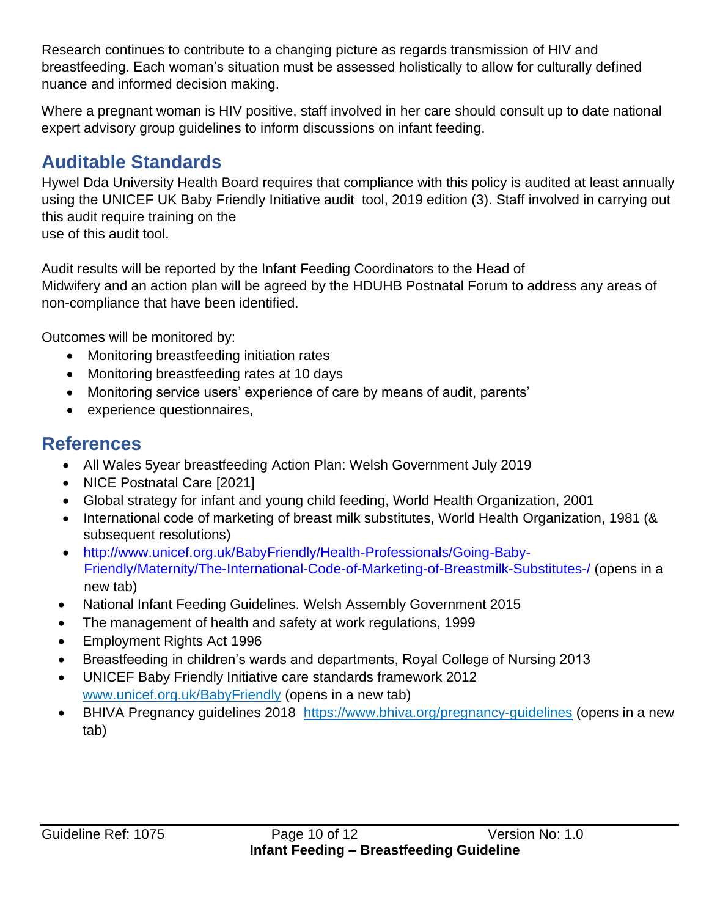Research continues to contribute to a changing picture as regards transmission of HIV and breastfeeding. Each woman's situation must be assessed holistically to allow for culturally defined nuance and informed decision making.

Where a pregnant woman is HIV positive, staff involved in her care should consult up to date national expert advisory group guidelines to inform discussions on infant feeding.

## Auditable Standards

Hywel Dda University Health Board requires that compliance with this policy is audited at least annually using the UNICEF UK Baby Friendly Initiative audit tool, 2019 edition (3). Staff involved in carrying out this audit require training on the use of this audit tool.

Audit results will be reported by the Infant Feeding Coordinators to the Head of Midwifery and an action plan will be agreed by the HDUHB Postnatal Forum to address any areas of non-compliance that have been identified.

Outcomes will be monitored by:

- Monitoring breastfeeding initiation rates
- Monitoring breastfeeding rates at 10 days
- Monitoring service users' experience of care by means of audit, parents'
- experience questionnaires,

## References

- All Wales 5year breastfeeding Action Plan: Welsh Government July 2019
- NICE Postnatal Care [2021]
- Global strategy for infant and young child feeding, World Health Organization, 2001
- International code of marketing of breast milk substitutes, World Health Organization, 1981 (& subsequent resolutions)
- http://www.unicef.org.uk/BabyFriendly/Health-Professionals/Going-Baby-Friendly/Maternity/The-International-Code-of-Marketing-of-Breastmilk-Substitutes-/ (opens in a new tab)
- National Infant Feeding Guidelines. Welsh Assembly Government 2015
- The management of health and safety at work regulations, 1999
- Employment Rights Act 1996
- Breastfeeding in children's wards and departments, Royal College of Nursing 2013
- UNICEF Baby Friendly Initiative care standards framework 2012 www.unicef.org.uk/BabyFriendly (opens in a new tab)
- BHIVA Pregnancy guidelines 2018 https://www.bhiva.org/pregnancy-guidelines (opens in a new tab)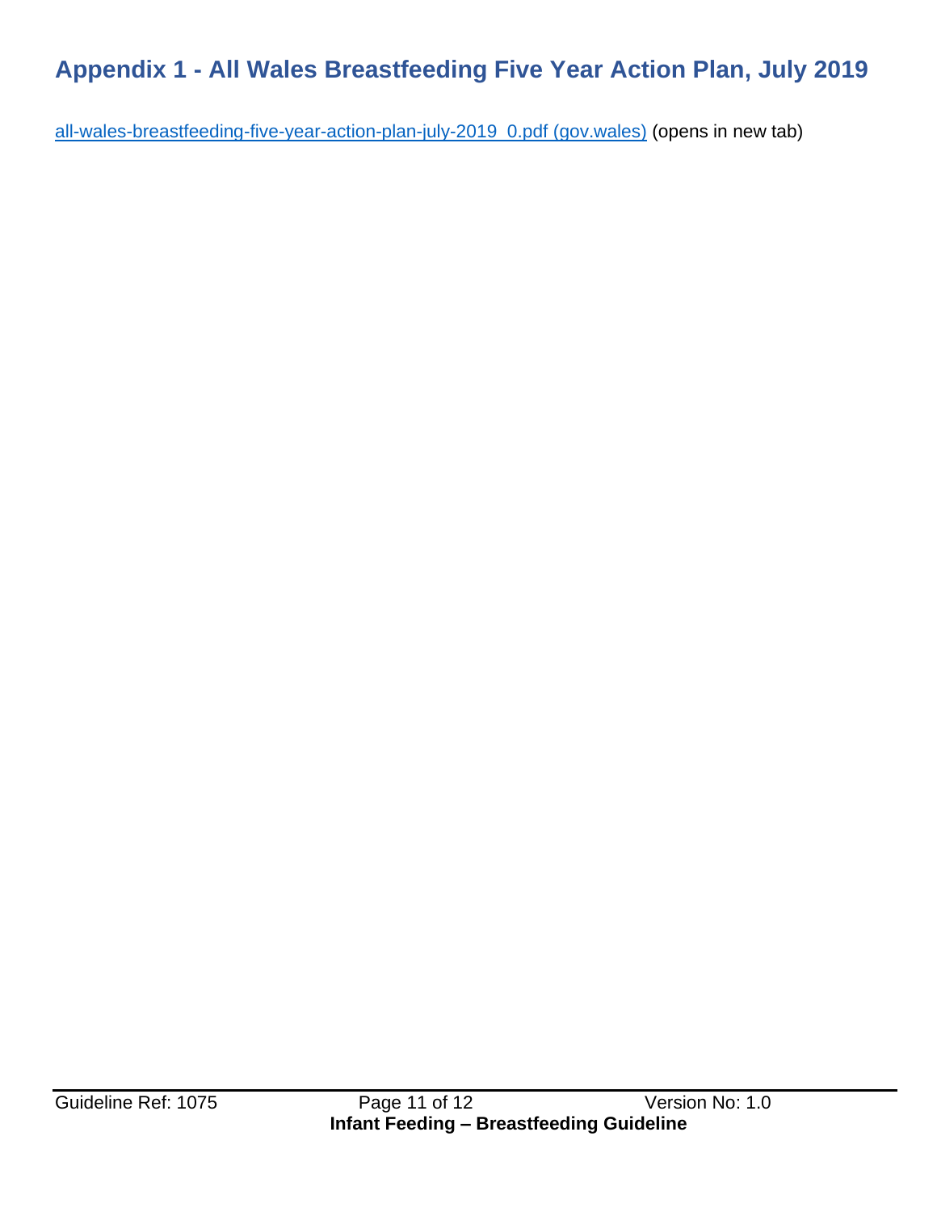## Appendix 1 - All Wales Breastfeeding Five Year Action Plan, July 2019

all-wales-breastfeeding-five-year-action-plan-july-2019_0.pdf (gov.wales) (opens in new tab)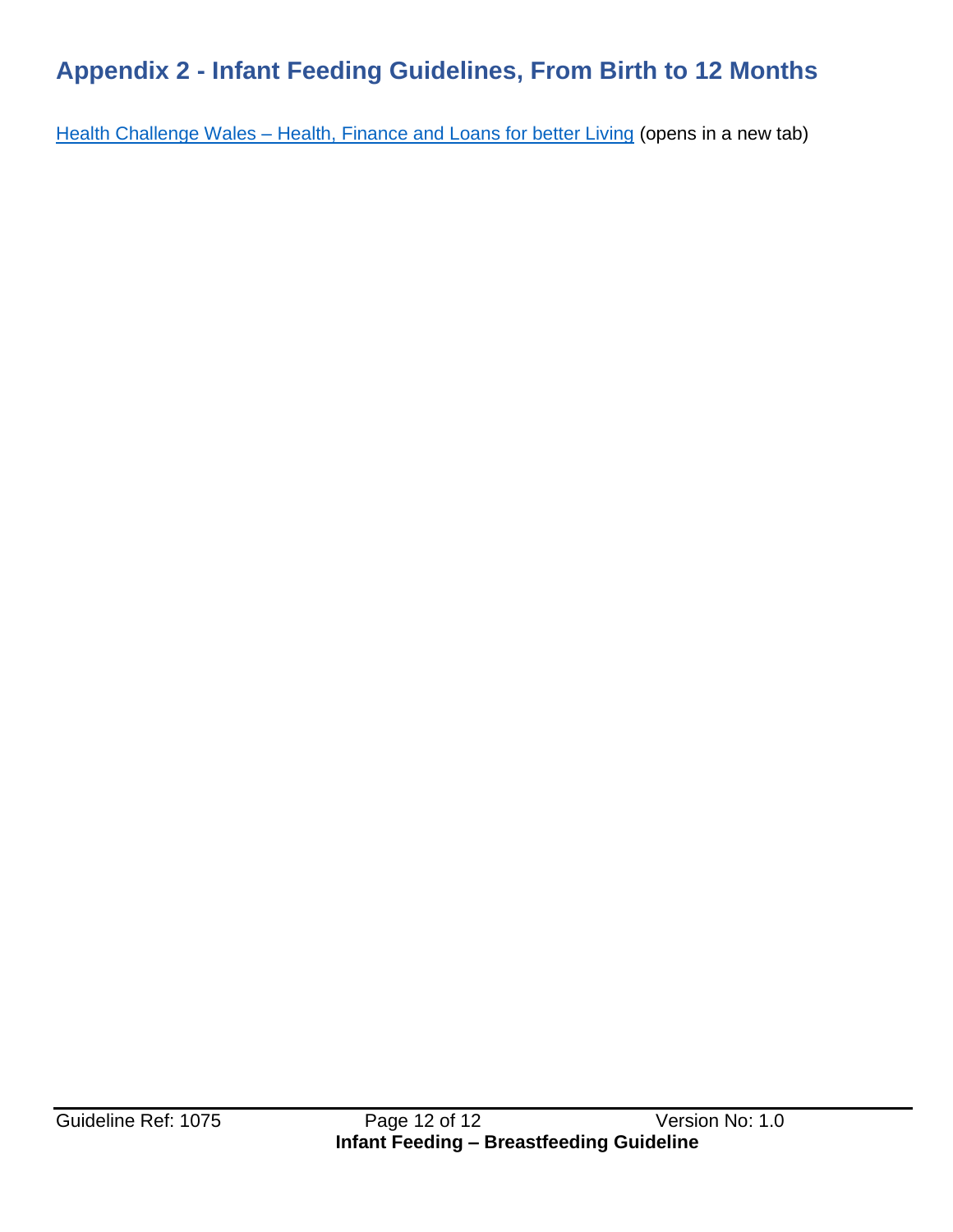## Appendix 2 - Infant Feeding Guidelines, From Birth to 12 Months

Health Challenge Wales – Health, Finance and Loans for better Living (opens in a new tab)